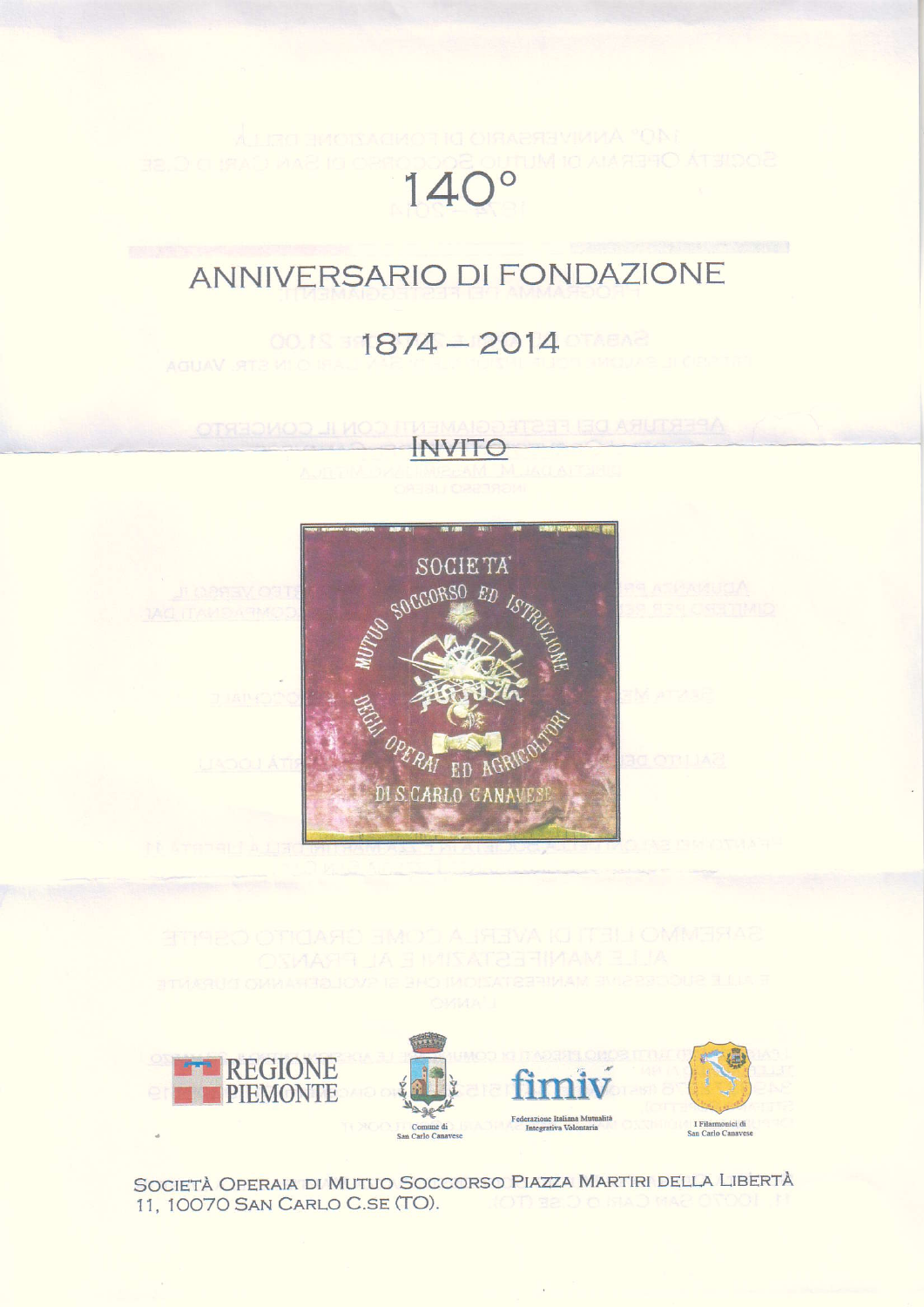# 140°

## ANNIVERSARIO DI FONDAZIONE

## 1874 – 2014

## INVITO

REGIONE PIEMONTE

Comune di San Carlo Canavese

fimiv — Federazione Italiana Mutualità Integrativa Volontaria

I Filarmonici di San Carlo Canavese

SOCIETÀ OPERAIA DI MUTUO SOCCORSO PIAZZA MARTIRI DELLA LIBERTÀ 11, 10070 SAN CARLO C.SE (TO).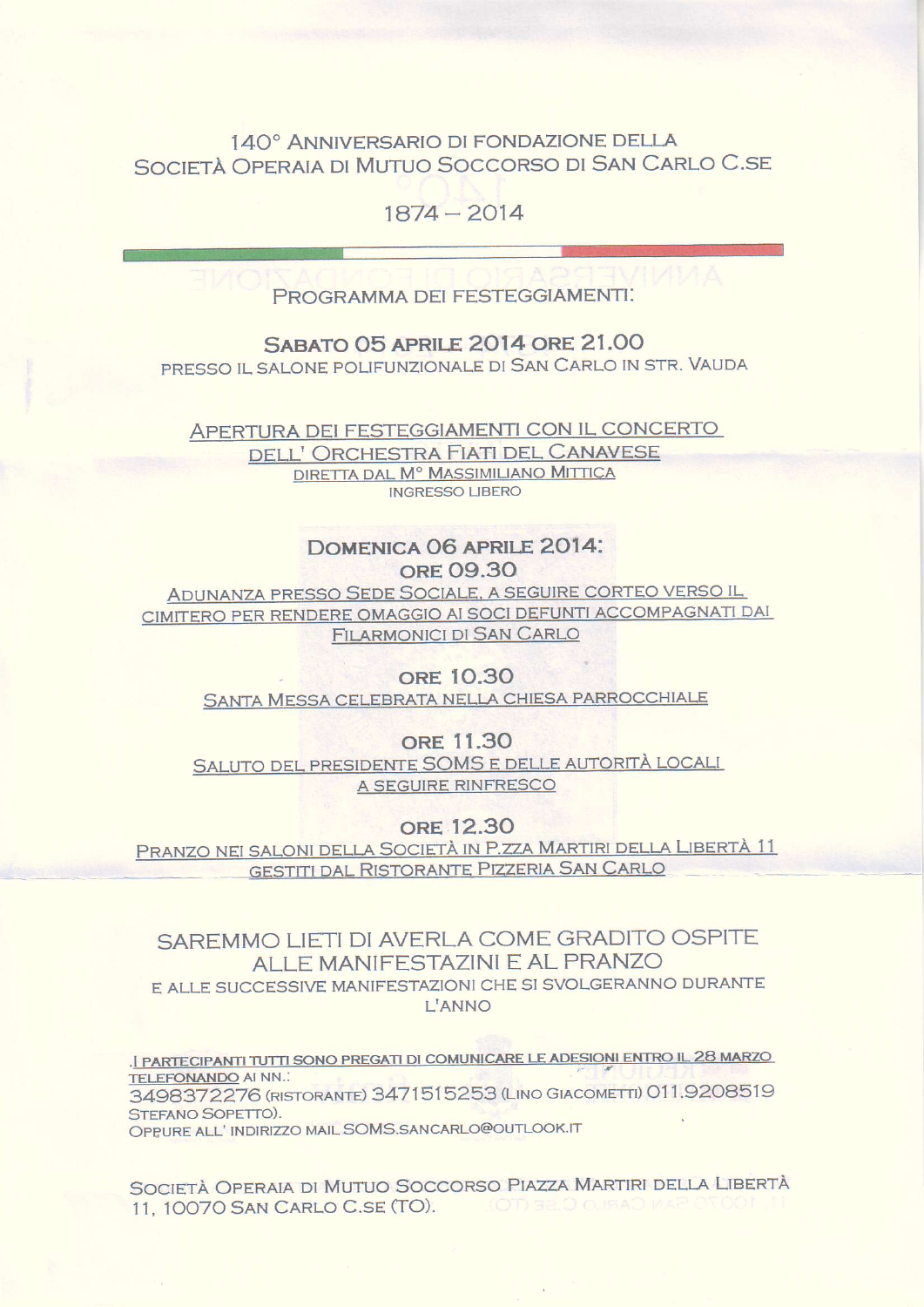# 140° Anniversario di Fondazione della Società Operaia di Mutuo Soccorso di San Carlo C.se

## 1874 – 2014

Programma dei festeggiamenti:

**Sabato 05 aprile 2014 ore 21.00**

presso il salone polifunzionale di San Carlo in str. Vauda

Apertura dei festeggiamenti con il concerto dell' Orchestra Fiati del Canavese

diretta dal M° Massimiliano Mittica

ingresso libero

**Domenica 06 aprile 2014:**

**ore 09.30**

Adunanza presso Sede Sociale, a seguire corteo verso il cimitero per rendere omaggio ai soci defunti accompagnati dai Filarmonici di San Carlo

**ore 10.30**

Santa Messa celebrata nella chiesa parrocchiale

**ore 11.30**

Saluto del presidente SOMS e delle autorità locali a seguire rinfresco

**ore 12.30**

Pranzo nei saloni della Società in P.zza Martiri della Libertà 11 gestiti dal Ristorante Pizzeria San Carlo

Saremmo lieti di averla come gradito ospite alle manifestazini e al pranzo

e alle successive manifestazioni che si svolgeranno durante l'anno

I partecipanti tutti sono pregati di comunicare le adesioni entro il 28 marzo telefonando ai nn.:
3498372276 (ristorante) 3471515253 (Lino Giacometti) 011.9208519 Stefano Sopetto).
Oppure all' indirizzo mail SOMS.SANCARLO@OUTLOOK.IT

Società Operaia di Mutuo Soccorso Piazza Martiri della Libertà 11, 10070 San Carlo C.se (TO).